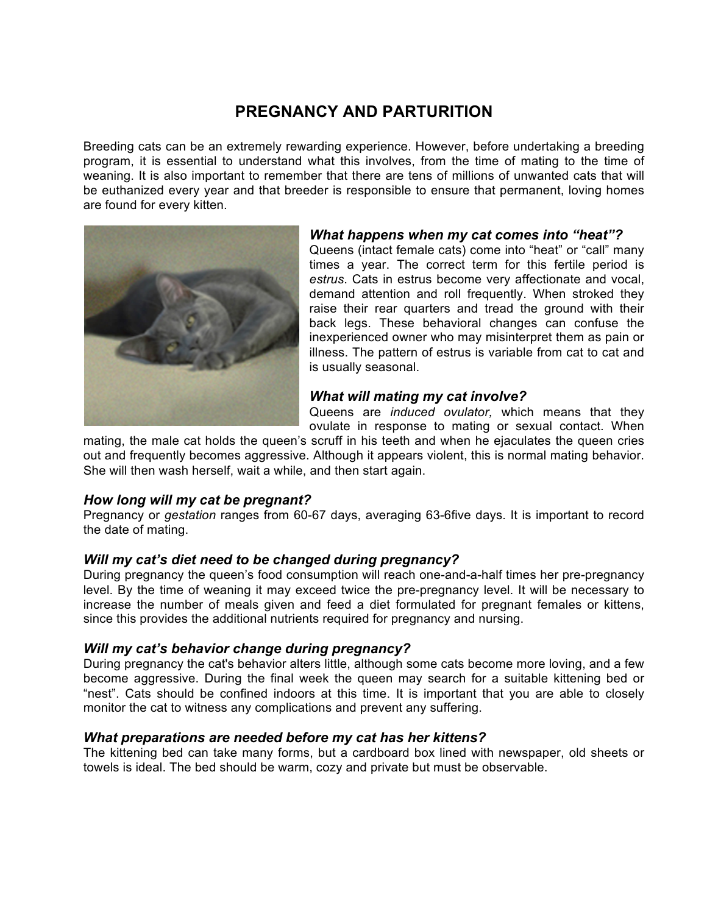# PREGNANCY AND PARTURITION

Breeding cats can be an extremely rewarding experience. However, before undertaking a breeding program, it is essential to understand what this involves, from the time of mating to the time of weaning. It is also important to remember that there are tens of millions of unwanted cats that will be euthanized every year and that breeder is responsible to ensure that permanent, loving homes are found for every kitten.

### *What happens when my cat comes into "heat"?*

Queens (intact female cats) come into "heat" or "call" many times a year. The correct term for this fertile period is *estrus*. Cats in estrus become very affectionate and vocal, demand attention and roll frequently. When stroked they raise their rear quarters and tread the ground with their back legs. These behavioral changes can confuse the inexperienced owner who may misinterpret them as pain or illness. The pattern of estrus is variable from cat to cat and is usually seasonal.

### *What will mating my cat involve?*

Queens are *induced ovulator,* which means that they ovulate in response to mating or sexual contact. When mating, the male cat holds the queen's scruff in his teeth and when he ejaculates the queen cries out and frequently becomes aggressive. Although it appears violent, this is normal mating behavior. She will then wash herself, wait a while, and then start again.

### *How long will my cat be pregnant?*

Pregnancy or *gestation* ranges from 60-67 days, averaging 63-6five days. It is important to record the date of mating.

### *Will my cat's diet need to be changed during pregnancy?*

During pregnancy the queen's food consumption will reach one-and-a-half times her pre-pregnancy level. By the time of weaning it may exceed twice the pre-pregnancy level. It will be necessary to increase the number of meals given and feed a diet formulated for pregnant females or kittens, since this provides the additional nutrients required for pregnancy and nursing.

### *Will my cat's behavior change during pregnancy?*

During pregnancy the cat's behavior alters little, although some cats become more loving, and a few become aggressive. During the final week the queen may search for a suitable kittening bed or "nest". Cats should be confined indoors at this time. It is important that you are able to closely monitor the cat to witness any complications and prevent any suffering.

### *What preparations are needed before my cat has her kittens?*

The kittening bed can take many forms, but a cardboard box lined with newspaper, old sheets or towels is ideal. The bed should be warm, cozy and private but must be observable.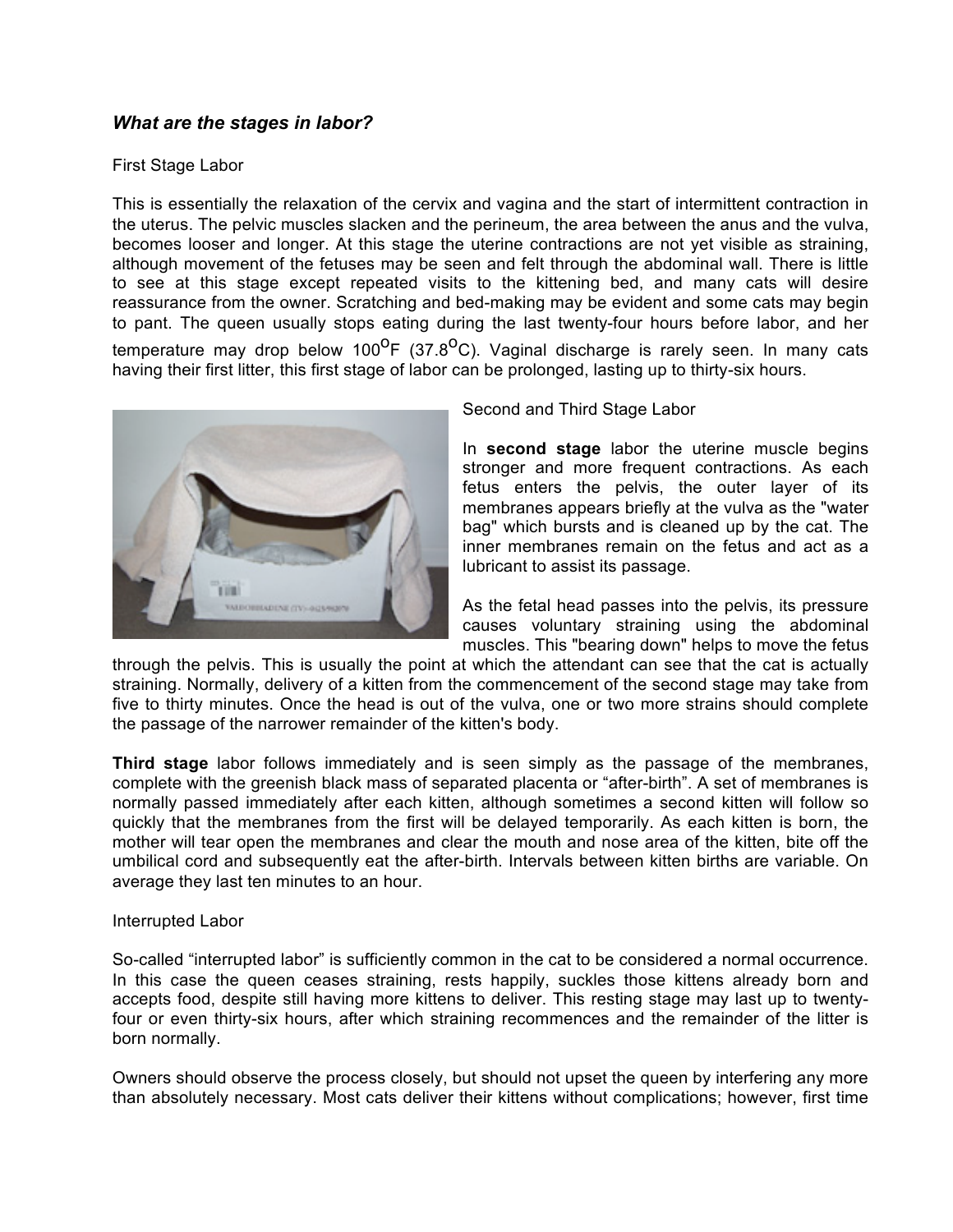### *What are the stages in labor?*

First Stage Labor

This is essentially the relaxation of the cervix and vagina and the start of intermittent contraction in the uterus. The pelvic muscles slacken and the perineum, the area between the anus and the vulva, becomes looser and longer. At this stage the uterine contractions are not yet visible as straining, although movement of the fetuses may be seen and felt through the abdominal wall. There is little to see at this stage except repeated visits to the kittening bed, and many cats will desire reassurance from the owner. Scratching and bed-making may be evident and some cats may begin to pant. The queen usually stops eating during the last twenty-four hours before labor, and her temperature may drop below 100$^{O}$F (37.8$^{O}$C). Vaginal discharge is rarely seen. In many cats having their first litter, this first stage of labor can be prolonged, lasting up to thirty-six hours.

Second and Third Stage Labor

In **second stage** labor the uterine muscle begins stronger and more frequent contractions. As each fetus enters the pelvis, the outer layer of its membranes appears briefly at the vulva as the "water bag" which bursts and is cleaned up by the cat. The inner membranes remain on the fetus and act as a lubricant to assist its passage.

As the fetal head passes into the pelvis, its pressure causes voluntary straining using the abdominal muscles. This "bearing down" helps to move the fetus through the pelvis. This is usually the point at which the attendant can see that the cat is actually straining. Normally, delivery of a kitten from the commencement of the second stage may take from five to thirty minutes. Once the head is out of the vulva, one or two more strains should complete the passage of the narrower remainder of the kitten's body.

**Third stage** labor follows immediately and is seen simply as the passage of the membranes, complete with the greenish black mass of separated placenta or "after-birth". A set of membranes is normally passed immediately after each kitten, although sometimes a second kitten will follow so quickly that the membranes from the first will be delayed temporarily. As each kitten is born, the mother will tear open the membranes and clear the mouth and nose area of the kitten, bite off the umbilical cord and subsequently eat the after-birth. Intervals between kitten births are variable. On average they last ten minutes to an hour.

Interrupted Labor

So-called "interrupted labor" is sufficiently common in the cat to be considered a normal occurrence. In this case the queen ceases straining, rests happily, suckles those kittens already born and accepts food, despite still having more kittens to deliver. This resting stage may last up to twenty-four or even thirty-six hours, after which straining recommences and the remainder of the litter is born normally.

Owners should observe the process closely, but should not upset the queen by interfering any more than absolutely necessary. Most cats deliver their kittens without complications; however, first time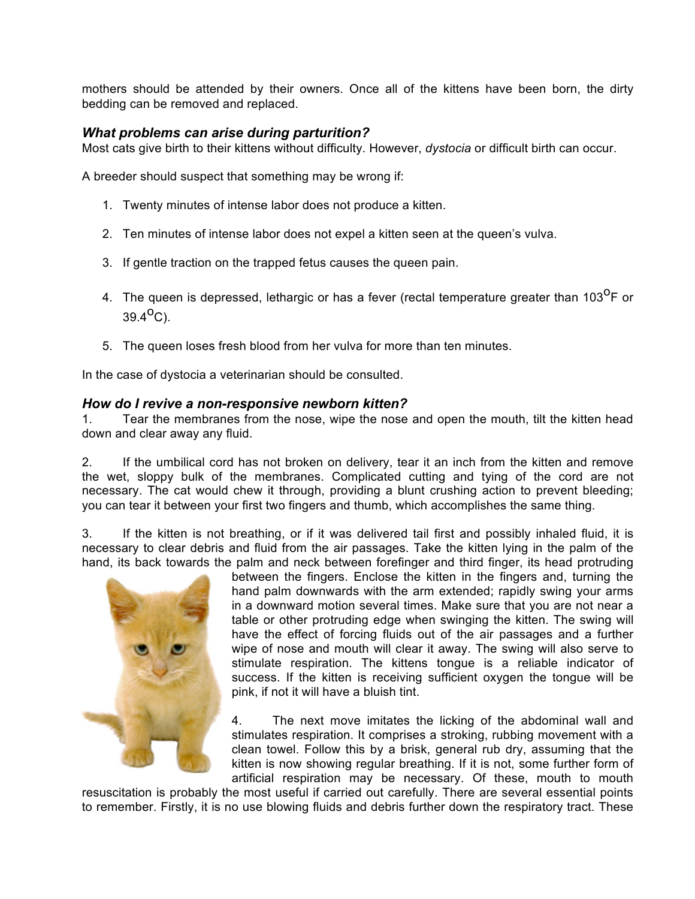mothers should be attended by their owners. Once all of the kittens have been born, the dirty bedding can be removed and replaced.

### *What problems can arise during parturition?*

Most cats give birth to their kittens without difficulty. However, *dystocia* or difficult birth can occur.

A breeder should suspect that something may be wrong if:

1. Twenty minutes of intense labor does not produce a kitten.
2. Ten minutes of intense labor does not expel a kitten seen at the queen's vulva.
3. If gentle traction on the trapped fetus causes the queen pain.
4. The queen is depressed, lethargic or has a fever (rectal temperature greater than 103$^{O}$F or 39.4$^{O}$C).
5. The queen loses fresh blood from her vulva for more than ten minutes.

In the case of dystocia a veterinarian should be consulted.

### *How do I revive a non-responsive newborn kitten?*

1. Tear the membranes from the nose, wipe the nose and open the mouth, tilt the kitten head down and clear away any fluid.

2. If the umbilical cord has not broken on delivery, tear it an inch from the kitten and remove the wet, sloppy bulk of the membranes. Complicated cutting and tying of the cord are not necessary. The cat would chew it through, providing a blunt crushing action to prevent bleeding; you can tear it between your first two fingers and thumb, which accomplishes the same thing.

3. If the kitten is not breathing, or if it was delivered tail first and possibly inhaled fluid, it is necessary to clear debris and fluid from the air passages. Take the kitten lying in the palm of the hand, its back towards the palm and neck between forefinger and third finger, its head protruding between the fingers. Enclose the kitten in the fingers and, turning the hand palm downwards with the arm extended; rapidly swing your arms in a downward motion several times. Make sure that you are not near a table or other protruding edge when swinging the kitten. The swing will have the effect of forcing fluids out of the air passages and a further wipe of nose and mouth will clear it away. The swing will also serve to stimulate respiration. The kittens tongue is a reliable indicator of success. If the kitten is receiving sufficient oxygen the tongue will be pink, if not it will have a bluish tint.

4. The next move imitates the licking of the abdominal wall and stimulates respiration. It comprises a stroking, rubbing movement with a clean towel. Follow this by a brisk, general rub dry, assuming that the kitten is now showing regular breathing. If it is not, some further form of artificial respiration may be necessary. Of these, mouth to mouth resuscitation is probably the most useful if carried out carefully. There are several essential points to remember. Firstly, it is no use blowing fluids and debris further down the respiratory tract. These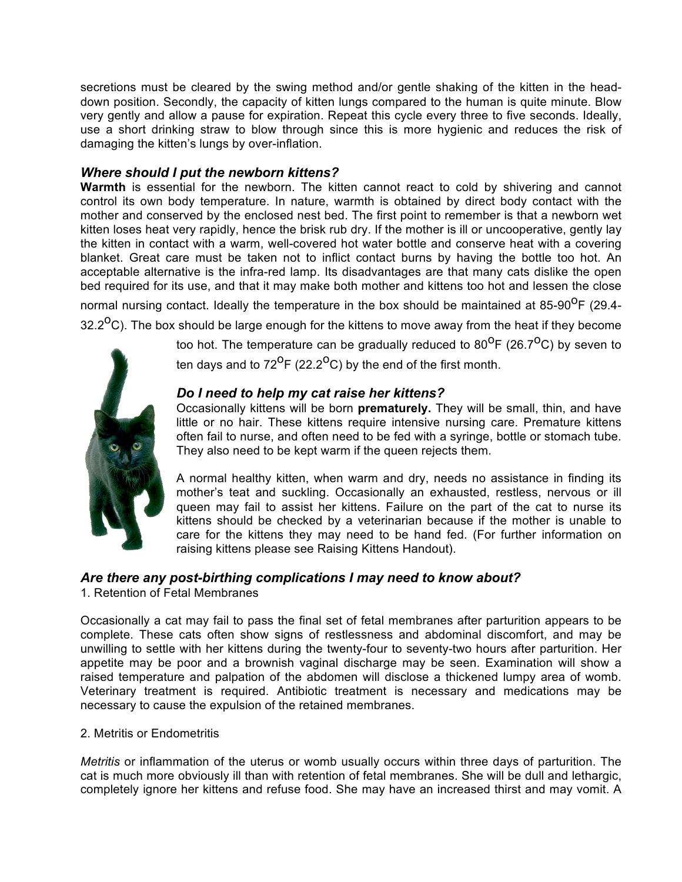secretions must be cleared by the swing method and/or gentle shaking of the kitten in the head-down position. Secondly, the capacity of kitten lungs compared to the human is quite minute. Blow very gently and allow a pause for expiration. Repeat this cycle every three to five seconds. Ideally, use a short drinking straw to blow through since this is more hygienic and reduces the risk of damaging the kitten's lungs by over-inflation.

### *Where should I put the newborn kittens?*

**Warmth** is essential for the newborn. The kitten cannot react to cold by shivering and cannot control its own body temperature. In nature, warmth is obtained by direct body contact with the mother and conserved by the enclosed nest bed. The first point to remember is that a newborn wet kitten loses heat very rapidly, hence the brisk rub dry. If the mother is ill or uncooperative, gently lay the kitten in contact with a warm, well-covered hot water bottle and conserve heat with a covering blanket. Great care must be taken not to inflict contact burns by having the bottle too hot. An acceptable alternative is the infra-red lamp. Its disadvantages are that many cats dislike the open bed required for its use, and that it may make both mother and kittens too hot and lessen the close normal nursing contact. Ideally the temperature in the box should be maintained at 85-90$^{O}$F (29.4-32.2$^{O}$C). The box should be large enough for the kittens to move away from the heat if they become too hot. The temperature can be gradually reduced to 80$^{O}$F (26.7$^{O}$C) by seven to ten days and to 72$^{O}$F (22.2$^{O}$C) by the end of the first month.

### *Do I need to help my cat raise her kittens?*

Occasionally kittens will be born **prematurely.** They will be small, thin, and have little or no hair. These kittens require intensive nursing care. Premature kittens often fail to nurse, and often need to be fed with a syringe, bottle or stomach tube. They also need to be kept warm if the queen rejects them.

A normal healthy kitten, when warm and dry, needs no assistance in finding its mother's teat and suckling. Occasionally an exhausted, restless, nervous or ill queen may fail to assist her kittens. Failure on the part of the cat to nurse its kittens should be checked by a veterinarian because if the mother is unable to care for the kittens they may need to be hand fed. (For further information on raising kittens please see Raising Kittens Handout).

### *Are there any post-birthing complications I may need to know about?*

1. Retention of Fetal Membranes

Occasionally a cat may fail to pass the final set of fetal membranes after parturition appears to be complete. These cats often show signs of restlessness and abdominal discomfort, and may be unwilling to settle with her kittens during the twenty-four to seventy-two hours after parturition. Her appetite may be poor and a brownish vaginal discharge may be seen. Examination will show a raised temperature and palpation of the abdomen will disclose a thickened lumpy area of womb. Veterinary treatment is required. Antibiotic treatment is necessary and medications may be necessary to cause the expulsion of the retained membranes.

2. Metritis or Endometritis

*Metritis* or inflammation of the uterus or womb usually occurs within three days of parturition. The cat is much more obviously ill than with retention of fetal membranes. She will be dull and lethargic, completely ignore her kittens and refuse food. She may have an increased thirst and may vomit. A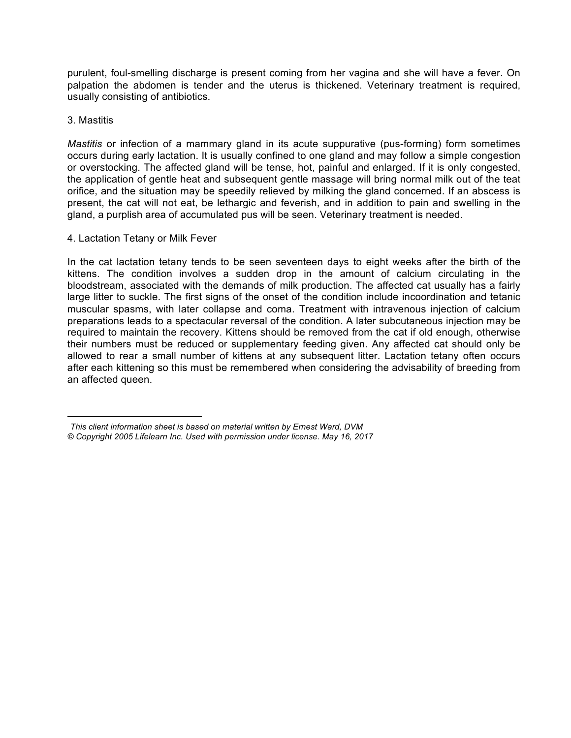purulent, foul-smelling discharge is present coming from her vagina and she will have a fever. On palpation the abdomen is tender and the uterus is thickened. Veterinary treatment is required, usually consisting of antibiotics.

### 3. Mastitis

*Mastitis* or infection of a mammary gland in its acute suppurative (pus-forming) form sometimes occurs during early lactation. It is usually confined to one gland and may follow a simple congestion or overstocking. The affected gland will be tense, hot, painful and enlarged. If it is only congested, the application of gentle heat and subsequent gentle massage will bring normal milk out of the teat orifice, and the situation may be speedily relieved by milking the gland concerned. If an abscess is present, the cat will not eat, be lethargic and feverish, and in addition to pain and swelling in the gland, a purplish area of accumulated pus will be seen. Veterinary treatment is needed.

### 4. Lactation Tetany or Milk Fever

In the cat lactation tetany tends to be seen seventeen days to eight weeks after the birth of the kittens. The condition involves a sudden drop in the amount of calcium circulating in the bloodstream, associated with the demands of milk production. The affected cat usually has a fairly large litter to suckle. The first signs of the onset of the condition include incoordination and tetanic muscular spasms, with later collapse and coma. Treatment with intravenous injection of calcium preparations leads to a spectacular reversal of the condition. A later subcutaneous injection may be required to maintain the recovery. Kittens should be removed from the cat if old enough, otherwise their numbers must be reduced or supplementary feeding given. Any affected cat should only be allowed to rear a small number of kittens at any subsequent litter. Lactation tetany often occurs after each kittening so this must be remembered when considering the advisability of breeding from an affected queen.

---

*This client information sheet is based on material written by Ernest Ward, DVM*
*© Copyright 2005 Lifelearn Inc. Used with permission under license. May 16, 2017*